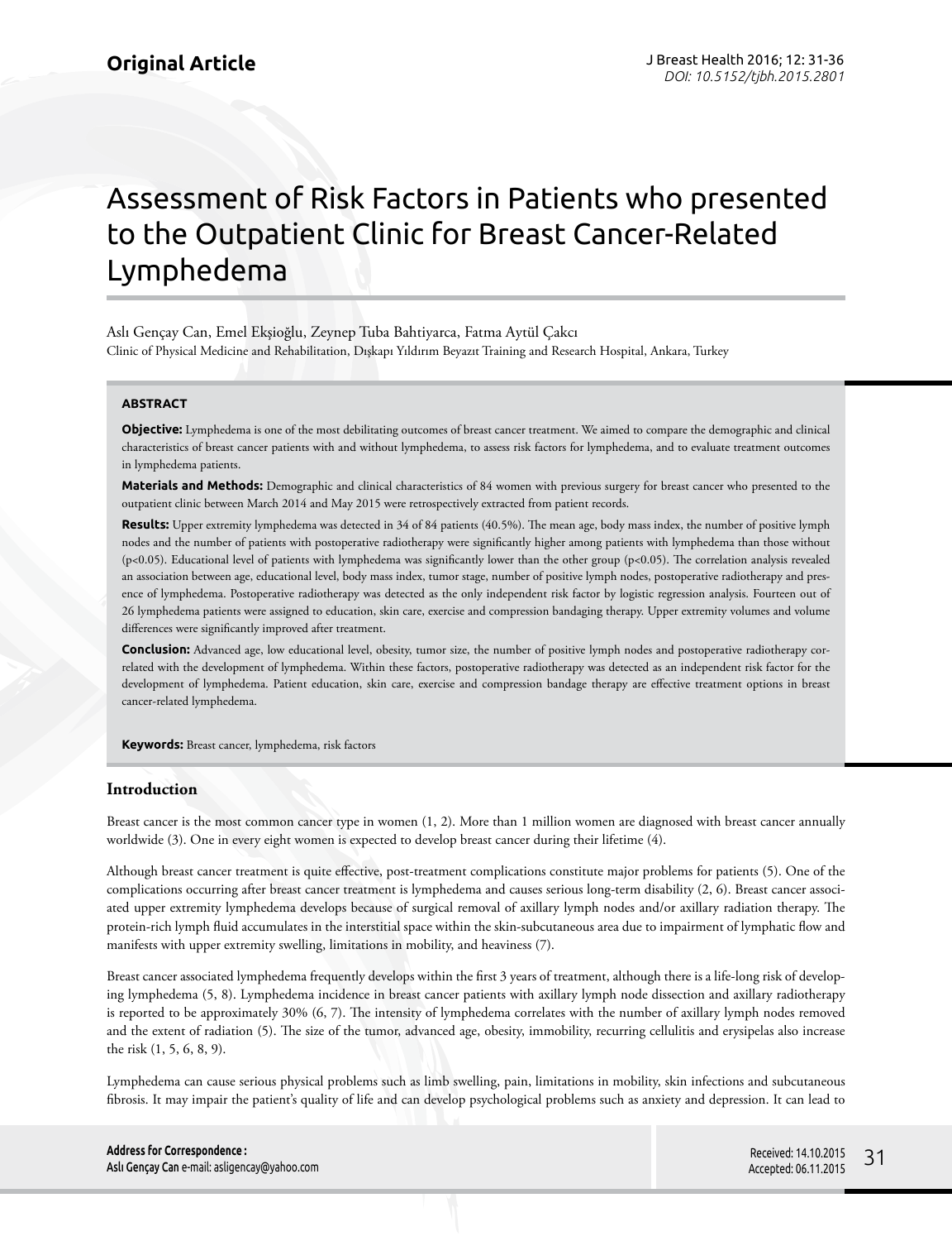**Original Article**

# Assessment of Risk Factors in Patients who presented to the Outpatient Clinic for Breast Cancer-Related Lymphedema

Aslı Gençay Can, Emel Ekşioğlu, Zeynep Tuba Bahtiyarca, Fatma Aytül Çakcı

Clinic of Physical Medicine and Rehabilitation, Dışkapı Yıldırım Beyazıt Training and Research Hospital, Ankara, Turkey

### ABSTRACT

**Objective:** Lymphedema is one of the most debilitating outcomes of breast cancer treatment. We aimed to compare the demographic and clinical characteristics of breast cancer patients with and without lymphedema, to assess risk factors for lymphedema, and to evaluate treatment outcomes in lymphedema patients.

**Materials and Methods:** Demographic and clinical characteristics of 84 women with previous surgery for breast cancer who presented to the outpatient clinic between March 2014 and May 2015 were retrospectively extracted from patient records.

**Results:** Upper extremity lymphedema was detected in 34 of 84 patients (40.5%). The mean age, body mass index, the number of positive lymph nodes and the number of patients with postoperative radiotherapy were significantly higher among patients with lymphedema than those without ($p<0.05$). Educational level of patients with lymphedema was significantly lower than the other group ($p<0.05$). The correlation analysis revealed an association between age, educational level, body mass index, tumor stage, number of positive lymph nodes, postoperative radiotherapy and presence of lymphedema. Postoperative radiotherapy was detected as the only independent risk factor by logistic regression analysis. Fourteen out of 26 lymphedema patients were assigned to education, skin care, exercise and compression bandaging therapy. Upper extremity volumes and volume differences were significantly improved after treatment.

**Conclusion:** Advanced age, low educational level, obesity, tumor size, the number of positive lymph nodes and postoperative radiotherapy correlated with the development of lymphedema. Within these factors, postoperative radiotherapy was detected as an independent risk factor for the development of lymphedema. Patient education, skin care, exercise and compression bandage therapy are effective treatment options in breast cancer-related lymphedema.

**Keywords:** Breast cancer, lymphedema, risk factors

## Introduction

Breast cancer is the most common cancer type in women (1, 2). More than 1 million women are diagnosed with breast cancer annually worldwide (3). One in every eight women is expected to develop breast cancer during their lifetime (4).

Although breast cancer treatment is quite effective, post-treatment complications constitute major problems for patients (5). One of the complications occurring after breast cancer treatment is lymphedema and causes serious long-term disability (2, 6). Breast cancer associated upper extremity lymphedema develops because of surgical removal of axillary lymph nodes and/or axillary radiation therapy. The protein-rich lymph fluid accumulates in the interstitial space within the skin-subcutaneous area due to impairment of lymphatic flow and manifests with upper extremity swelling, limitations in mobility, and heaviness (7).

Breast cancer associated lymphedema frequently develops within the first 3 years of treatment, although there is a life-long risk of developing lymphedema (5, 8). Lymphedema incidence in breast cancer patients with axillary lymph node dissection and axillary radiotherapy is reported to be approximately 30% (6, 7). The intensity of lymphedema correlates with the number of axillary lymph nodes removed and the extent of radiation (5). The size of the tumor, advanced age, obesity, immobility, recurring cellulitis and erysipelas also increase the risk (1, 5, 6, 8, 9).

Lymphedema can cause serious physical problems such as limb swelling, pain, limitations in mobility, skin infections and subcutaneous fibrosis. It may impair the patient's quality of life and can develop psychological problems such as anxiety and depression. It can lead to

**Address for Correspondence :**
**Aslı Gençay Can** e-mail: asligencay@yahoo.com

Received: 14.10.2015
Accepted: 06.11.2015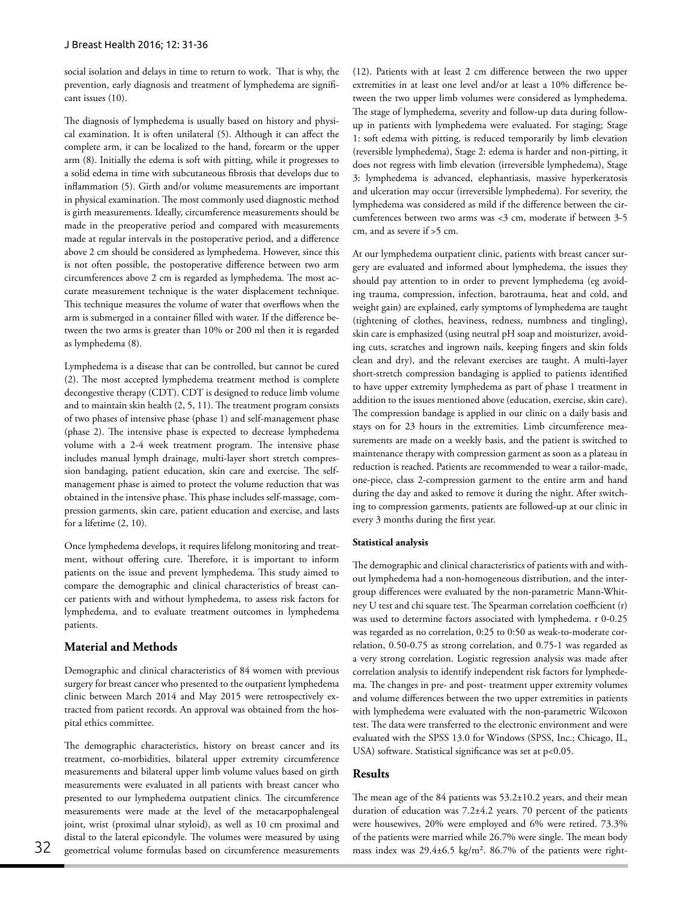social isolation and delays in time to return to work. That is why, the prevention, early diagnosis and treatment of lymphedema are significant issues (10).

The diagnosis of lymphedema is usually based on history and physical examination. It is often unilateral (5). Although it can affect the complete arm, it can be localized to the hand, forearm or the upper arm (8). Initially the edema is soft with pitting, while it progresses to a solid edema in time with subcutaneous fibrosis that develops due to inflammation (5). Girth and/or volume measurements are important in physical examination. The most commonly used diagnostic method is girth measurements. Ideally, circumference measurements should be made in the preoperative period and compared with measurements made at regular intervals in the postoperative period, and a difference above 2 cm should be considered as lymphedema. However, since this is not often possible, the postoperative difference between two arm circumferences above 2 cm is regarded as lymphedema. The most accurate measurement technique is the water displacement technique. This technique measures the volume of water that overflows when the arm is submerged in a container filled with water. If the difference between the two arms is greater than 10% or 200 ml then it is regarded as lymphedema (8).

Lymphedema is a disease that can be controlled, but cannot be cured (2). The most accepted lymphedema treatment method is complete decongestive therapy (CDT). CDT is designed to reduce limb volume and to maintain skin health (2, 5, 11). The treatment program consists of two phases of intensive phase (phase 1) and self-management phase (phase 2). The intensive phase is expected to decrease lymphedema volume with a 2-4 week treatment program. The intensive phase includes manual lymph drainage, multi-layer short stretch compression bandaging, patient education, skin care and exercise. The self-management phase is aimed to protect the volume reduction that was obtained in the intensive phase. This phase includes self-massage, compression garments, skin care, patient education and exercise, and lasts for a lifetime (2, 10).

Once lymphedema develops, it requires lifelong monitoring and treatment, without offering cure. Therefore, it is important to inform patients on the issue and prevent lymphedema. This study aimed to compare the demographic and clinical characteristics of breast cancer patients with and without lymphedema, to assess risk factors for lymphedema, and to evaluate treatment outcomes in lymphedema patients.

## Material and Methods

Demographic and clinical characteristics of 84 women with previous surgery for breast cancer who presented to the outpatient lymphedema clinic between March 2014 and May 2015 were retrospectively extracted from patient records. An approval was obtained from the hospital ethics committee.

The demographic characteristics, history on breast cancer and its treatment, co-morbidities, bilateral upper extremity circumference measurements and bilateral upper limb volume values based on girth measurements were evaluated in all patients with breast cancer who presented to our lymphedema outpatient clinics. The circumference measurements were made at the level of the metacarpophalengeal joint, wrist (proximal ulnar styloid), as well as 10 cm proximal and distal to the lateral epicondyle. The volumes were measured by using geometrical volume formulas based on circumference measurements (12). Patients with at least 2 cm difference between the two upper extremities in at least one level and/or at least a 10% difference between the two upper limb volumes were considered as lymphedema. The stage of lymphedema, severity and follow-up data during follow-up in patients with lymphedema were evaluated. For staging; Stage 1: soft edema with pitting, is reduced temporarily by limb elevation (reversible lymphedema), Stage 2: edema is harder and non-pitting, it does not regress with limb elevation (irreversible lymphedema), Stage 3: lymphedema is advanced, elephantiasis, massive hyperkeratosis and ulceration may occur (irreversible lymphedema). For severity, the lymphedema was considered as mild if the difference between the circumferences between two arms was <3 cm, moderate if between 3-5 cm, and as severe if >5 cm.

At our lymphedema outpatient clinic, patients with breast cancer surgery are evaluated and informed about lymphedema, the issues they should pay attention to in order to prevent lymphedema (eg avoiding trauma, compression, infection, barotrauma, heat and cold, and weight gain) are explained, early symptoms of lymphedema are taught (tightening of clothes, heaviness, redness, numbness and tingling), skin care is emphasized (using neutral pH soap and moisturizer, avoiding cuts, scratches and ingrown nails, keeping fingers and skin folds clean and dry), and the relevant exercises are taught. A multi-layer short-stretch compression bandaging is applied to patients identified to have upper extremity lymphedema as part of phase 1 treatment in addition to the issues mentioned above (education, exercise, skin care). The compression bandage is applied in our clinic on a daily basis and stays on for 23 hours in the extremities. Limb circumference measurements are made on a weekly basis, and the patient is switched to maintenance therapy with compression garment as soon as a plateau in reduction is reached. Patients are recommended to wear a tailor-made, one-piece, class 2-compression garment to the entire arm and hand during the day and asked to remove it during the night. After switching to compression garments, patients are followed-up at our clinic in every 3 months during the first year.

### Statistical analysis

The demographic and clinical characteristics of patients with and without lymphedema had a non-homogeneous distribution, and the intergroup differences were evaluated by the non-parametric Mann-Whitney U test and chi square test. The Spearman correlation coefficient (r) was used to determine factors associated with lymphedema. r 0-0.25 was regarded as no correlation, 0:25 to 0:50 as weak-to-moderate correlation, 0.50-0.75 as strong correlation, and 0.75-1 was regarded as a very strong correlation. Logistic regression analysis was made after correlation analysis to identify independent risk factors for lymphedema. The changes in pre- and post- treatment upper extremity volumes and volume differences between the two upper extremities in patients with lymphedema were evaluated with the non-parametric Wilcoxon test. The data were transferred to the electronic environment and were evaluated with the SPSS 13.0 for Windows (SPSS, Inc.; Chicago, IL, USA) software. Statistical significance was set at $p<0.05$.

## Results

The mean age of the 84 patients was 53.2±10.2 years, and their mean duration of education was 7.2±4.2 years. 70 percent of the patients were housewives, 20% were employed and 6% were retired. 73.3% of the patients were married while 26.7% were single. The mean body mass index was 29.4±6.5 kg/m². 86.7% of the patients were right-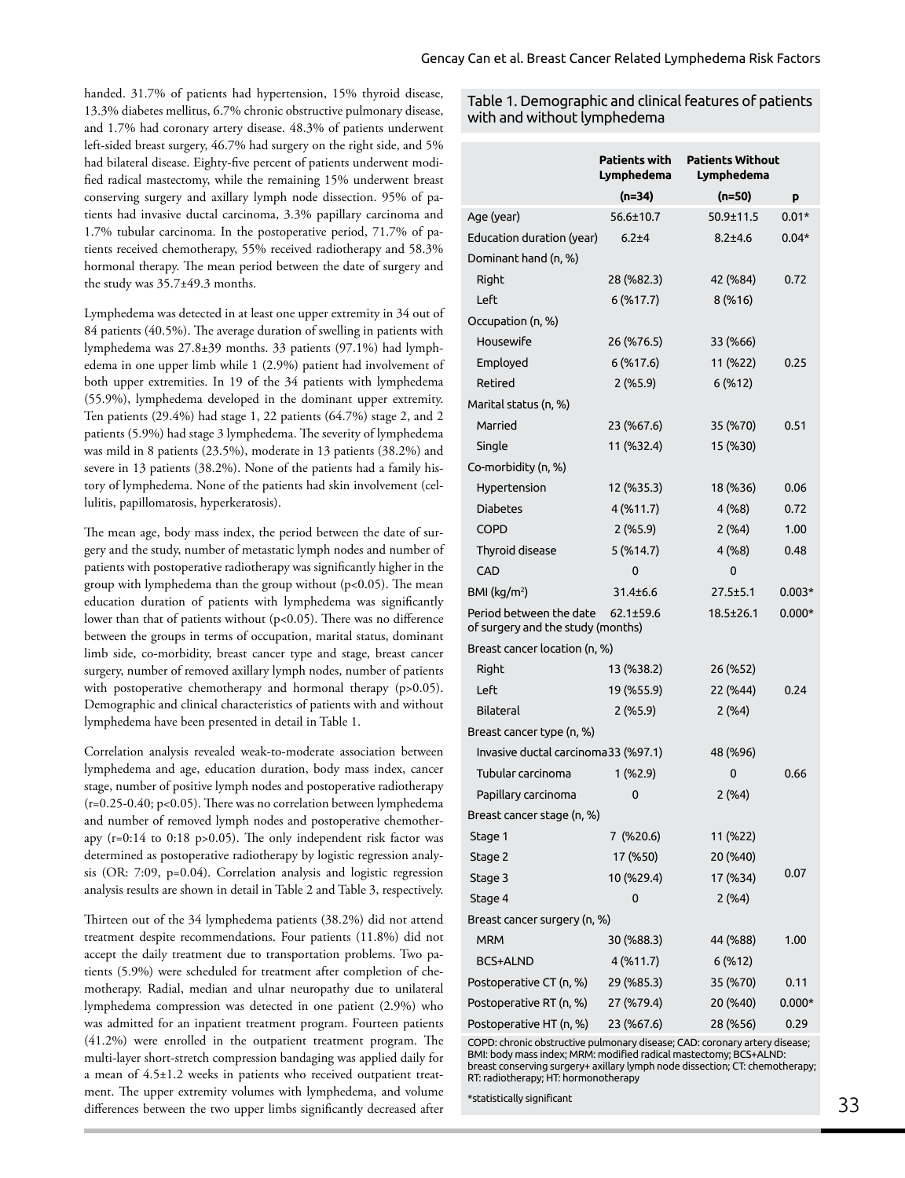handed. 31.7% of patients had hypertension, 15% thyroid disease, 13.3% diabetes mellitus, 6.7% chronic obstructive pulmonary disease, and 1.7% had coronary artery disease. 48.3% of patients underwent left-sided breast surgery, 46.7% had surgery on the right side, and 5% had bilateral disease. Eighty-five percent of patients underwent modified radical mastectomy, while the remaining 15% underwent breast conserving surgery and axillary lymph node dissection. 95% of patients had invasive ductal carcinoma, 3.3% papillary carcinoma and 1.7% tubular carcinoma. In the postoperative period, 71.7% of patients received chemotherapy, 55% received radiotherapy and 58.3% hormonal therapy. The mean period between the date of surgery and the study was 35.7±49.3 months.

Lymphedema was detected in at least one upper extremity in 34 out of 84 patients (40.5%). The average duration of swelling in patients with lymphedema was 27.8±39 months. 33 patients (97.1%) had lymphedema in one upper limb while 1 (2.9%) patient had involvement of both upper extremities. In 19 of the 34 patients with lymphedema (55.9%), lymphedema developed in the dominant upper extremity. Ten patients (29.4%) had stage 1, 22 patients (64.7%) stage 2, and 2 patients (5.9%) had stage 3 lymphedema. The severity of lymphedema was mild in 8 patients (23.5%), moderate in 13 patients (38.2%) and severe in 13 patients (38.2%). None of the patients had a family history of lymphedema. None of the patients had skin involvement (cellulitis, papillomatosis, hyperkeratosis).

The mean age, body mass index, the period between the date of surgery and the study, number of metastatic lymph nodes and number of patients with postoperative radiotherapy was significantly higher in the group with lymphedema than the group without ($p<0.05$). The mean education duration of patients with lymphedema was significantly lower than that of patients without ($p<0.05$). There was no difference between the groups in terms of occupation, marital status, dominant limb side, co-morbidity, breast cancer type and stage, breast cancer surgery, number of removed axillary lymph nodes, number of patients with postoperative chemotherapy and hormonal therapy ($p>0.05$). Demographic and clinical characteristics of patients with and without lymphedema have been presented in detail in Table 1.

Correlation analysis revealed weak-to-moderate association between lymphedema and age, education duration, body mass index, cancer stage, number of positive lymph nodes and postoperative radiotherapy ($r=0.25$-$0.40$; $p<0.05$). There was no correlation between lymphedema and number of removed lymph nodes and postoperative chemotherapy (r=0:14 to 0:18 p>0.05). The only independent risk factor was determined as postoperative radiotherapy by logistic regression analysis (OR: 7:09, p=0.04). Correlation analysis and logistic regression analysis results are shown in detail in Table 2 and Table 3, respectively.

Thirteen out of the 34 lymphedema patients (38.2%) did not attend treatment despite recommendations. Four patients (11.8%) did not accept the daily treatment due to transportation problems. Two patients (5.9%) were scheduled for treatment after completion of chemotherapy. Radial, median and ulnar neuropathy due to unilateral lymphedema compression was detected in one patient (2.9%) who was admitted for an inpatient treatment program. Fourteen patients (41.2%) were enrolled in the outpatient treatment program. The multi-layer short-stretch compression bandaging was applied daily for a mean of 4.5±1.2 weeks in patients who received outpatient treatment. The upper extremity volumes with lymphedema, and volume differences between the two upper limbs significantly decreased after

Table 1. Demographic and clinical features of patients with and without lymphedema

| | Patients with Lymphedema (n=34) | Patients Without Lymphedema (n=50) | p |
|---|---|---|---|
| Age (year) | 56.6±10.7 | 50.9±11.5 | 0.01* |
| Education duration (year) | 6.2±4 | 8.2±4.6 | 0.04* |
| Dominant hand (n, %) | | | |
| Right | 28 (%82.3) | 42 (%84) | 0.72 |
| Left | 6 (%17.7) | 8 (%16) | |
| Occupation (n, %) | | | |
| Housewife | 26 (%76.5) | 33 (%66) | |
| Employed | 6 (%17.6) | 11 (%22) | 0.25 |
| Retired | 2 (%5.9) | 6 (%12) | |
| Marital status (n, %) | | | |
| Married | 23 (%67.6) | 35 (%70) | 0.51 |
| Single | 11 (%32.4) | 15 (%30) | |
| Co-morbidity (n, %) | | | |
| Hypertension | 12 (%35.3) | 18 (%36) | 0.06 |
| Diabetes | 4 (%11.7) | 4 (%8) | 0.72 |
| COPD | 2 (%5.9) | 2 (%4) | 1.00 |
| Thyroid disease | 5 (%14.7) | 4 (%8) | 0.48 |
| CAD | 0 | 0 | |
| BMI (kg/m²) | 31.4±6.6 | 27.5±5.1 | 0.003* |
| Period between the date of surgery and the study (months) | 62.1±59.6 | 18.5±26.1 | 0.000* |
| Breast cancer location (n, %) | | | |
| Right | 13 (%38.2) | 26 (%52) | |
| Left | 19 (%55.9) | 22 (%44) | 0.24 |
| Bilateral | 2 (%5.9) | 2 (%4) | |
| Breast cancer type (n, %) | | | |
| Invasive ductal carcinoma | 33 (%97.1) | 48 (%96) | |
| Tubular carcinoma | 1 (%2.9) | 0 | 0.66 |
| Papillary carcinoma | 0 | 2 (%4) | |
| Breast cancer stage (n, %) | | | |
| Stage 1 | 7 (%20.6) | 11 (%22) | |
| Stage 2 | 17 (%50) | 20 (%40) | |
| Stage 3 | 10 (%29.4) | 17 (%34) | 0.07 |
| Stage 4 | 0 | 2 (%4) | |
| Breast cancer surgery (n, %) | | | |
| MRM | 30 (%88.3) | 44 (%88) | 1.00 |
| BCS+ALND | 4 (%11.7) | 6 (%12) | |
| Postoperative CT (n, %) | 29 (%85.3) | 35 (%70) | 0.11 |
| Postoperative RT (n, %) | 27 (%79.4) | 20 (%40) | 0.000* |
| Postoperative HT (n, %) | 23 (%67.6) | 28 (%56) | 0.29 |

COPD: chronic obstructive pulmonary disease; CAD: coronary artery disease; BMI: body mass index; MRM: modified radical mastectomy; BCS+ALND: breast conserving surgery+ axillary lymph node dissection; CT: chemotherapy; RT: radiotherapy; HT: hormonotherapy

*statistically significant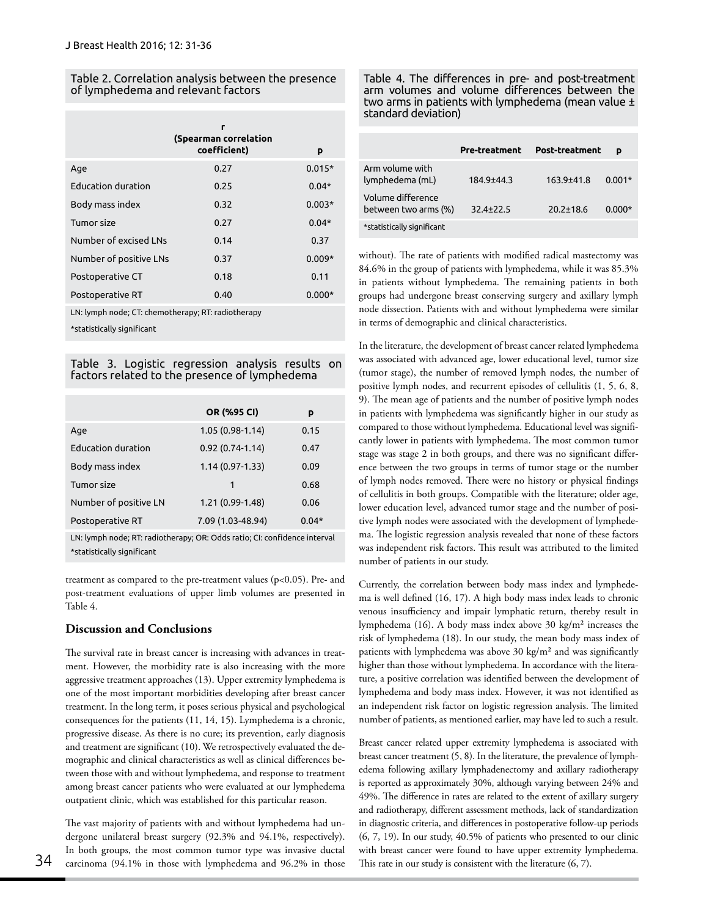Table 2. Correlation analysis between the presence of lymphedema and relevant factors

| | r (Spearman correlation coefficient) | p |
|---|---|---|
| Age | 0.27 | 0.015* |
| Education duration | 0.25 | 0.04* |
| Body mass index | 0.32 | 0.003* |
| Tumor size | 0.27 | 0.04* |
| Number of excised LNs | 0.14 | 0.37 |
| Number of positive LNs | 0.37 | 0.009* |
| Postoperative CT | 0.18 | 0.11 |
| Postoperative RT | 0.40 | 0.000* |

LN: lymph node; CT: chemotherapy; RT: radiotherapy

*statistically significant

Table 3. Logistic regression analysis results on factors related to the presence of lymphedema

| | OR (%95 CI) | p |
|---|---|---|
| Age | 1.05 (0.98-1.14) | 0.15 |
| Education duration | 0.92 (0.74-1.14) | 0.47 |
| Body mass index | 1.14 (0.97-1.33) | 0.09 |
| Tumor size | 1 | 0.68 |
| Number of positive LN | 1.21 (0.99-1.48) | 0.06 |
| Postoperative RT | 7.09 (1.03-48.94) | 0.04* |

LN: lymph node; RT: radiotherapy; OR: Odds ratio; CI: confidence interval

*statistically significant

treatment as compared to the pre-treatment values ($p<0.05$). Pre- and post-treatment evaluations of upper limb volumes are presented in Table 4.

## Discussion and Conclusions

The survival rate in breast cancer is increasing with advances in treatment. However, the morbidity rate is also increasing with the more aggressive treatment approaches (13). Upper extremity lymphedema is one of the most important morbidities developing after breast cancer treatment. In the long term, it poses serious physical and psychological consequences for the patients (11, 14, 15). Lymphedema is a chronic, progressive disease. As there is no cure; its prevention, early diagnosis and treatment are significant (10). We retrospectively evaluated the demographic and clinical characteristics as well as clinical differences between those with and without lymphedema, and response to treatment among breast cancer patients who were evaluated at our lymphedema outpatient clinic, which was established for this particular reason.

The vast majority of patients with and without lymphedema had undergone unilateral breast surgery (92.3% and 94.1%, respectively). In both groups, the most common tumor type was invasive ductal carcinoma (94.1% in those with lymphedema and 96.2% in those without). The rate of patients with modified radical mastectomy was 84.6% in the group of patients with lymphedema, while it was 85.3% in patients without lymphedema. The remaining patients in both groups had undergone breast conserving surgery and axillary lymph node dissection. Patients with and without lymphedema were similar in terms of demographic and clinical characteristics.

In the literature, the development of breast cancer related lymphedema was associated with advanced age, lower educational level, tumor size (tumor stage), the number of removed lymph nodes, the number of positive lymph nodes, and recurrent episodes of cellulitis (1, 5, 6, 8, 9). The mean age of patients and the number of positive lymph nodes in patients with lymphedema was significantly higher in our study as compared to those without lymphedema. Educational level was significantly lower in patients with lymphedema. The most common tumor stage was stage 2 in both groups, and there was no significant difference between the two groups in terms of tumor stage or the number of lymph nodes removed. There were no history or physical findings of cellulitis in both groups. Compatible with the literature; older age, lower education level, advanced tumor stage and the number of positive lymph nodes were associated with the development of lymphedema. The logistic regression analysis revealed that none of these factors was independent risk factors. This result was attributed to the limited number of patients in our study.

Currently, the correlation between body mass index and lymphedema is well defined (16, 17). A high body mass index leads to chronic venous insufficiency and impair lymphatic return, thereby result in lymphedema (16). A body mass index above 30 $kg/m^2$ increases the risk of lymphedema (18). In our study, the mean body mass index of patients with lymphedema was above 30 $kg/m^2$ and was significantly higher than those without lymphedema. In accordance with the literature, a positive correlation was identified between the development of lymphedema and body mass index. However, it was not identified as an independent risk factor on logistic regression analysis. The limited number of patients, as mentioned earlier, may have led to such a result.

Table 4. The differences in pre- and post-treatment arm volumes and volume differences between the two arms in patients with lymphedema (mean value ± standard deviation)

| | Pre-treatment | Post-treatment | p |
|---|---|---|---|
| Arm volume with lymphedema (mL) | 184.9±44.3 | 163.9±41.8 | 0.001* |
| Volume difference between two arms (%) | 32.4±22.5 | 20.2±18.6 | 0.000* |

*statistically significant

Breast cancer related upper extremity lymphedema is associated with breast cancer treatment (5, 8). In the literature, the prevalence of lymphedema following axillary lymphadenectomy and axillary radiotherapy is reported as approximately 30%, although varying between 24% and 49%. The difference in rates are related to the extent of axillary surgery and radiotherapy, different assessment methods, lack of standardization in diagnostic criteria, and differences in postoperative follow-up periods (6, 7, 19). In our study, 40.5% of patients who presented to our clinic with breast cancer were found to have upper extremity lymphedema. This rate in our study is consistent with the literature (6, 7).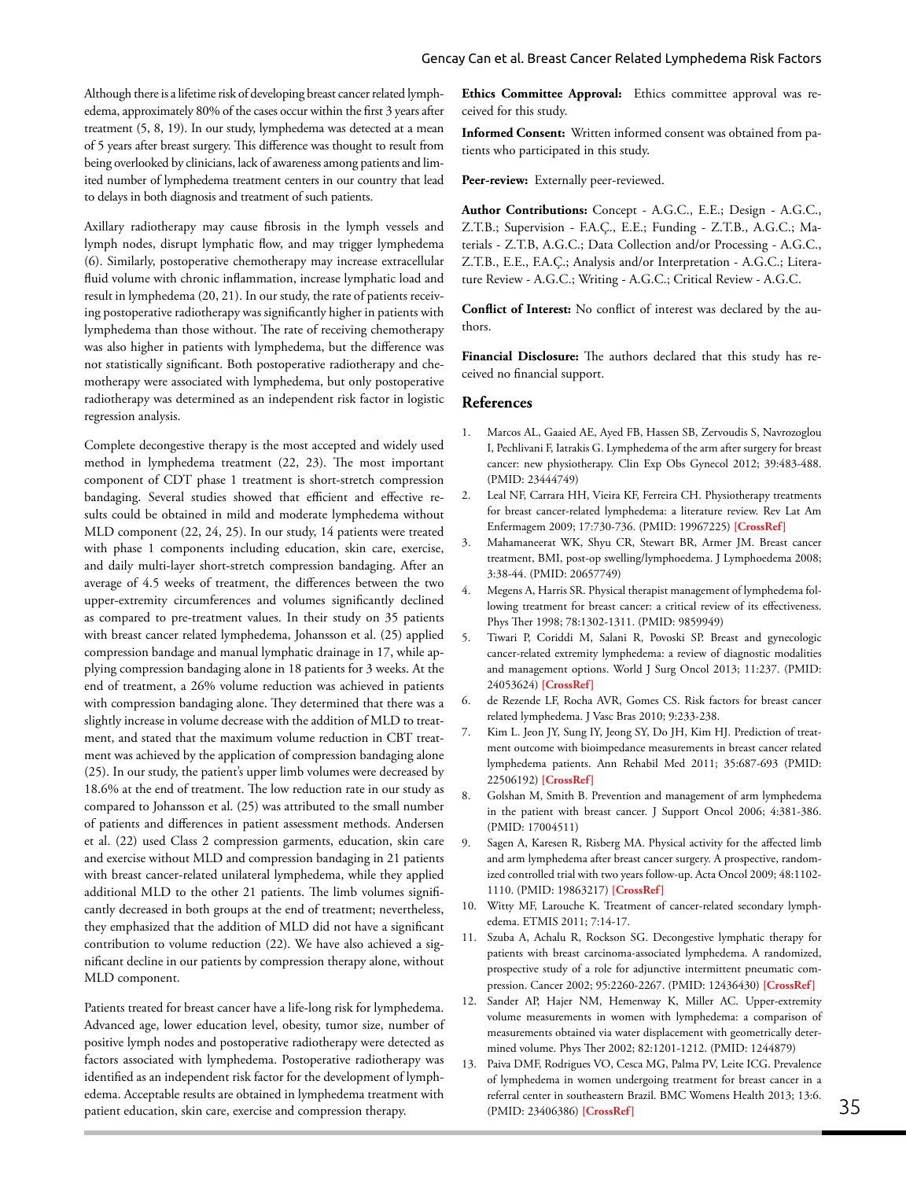Although there is a lifetime risk of developing breast cancer related lymphedema, approximately 80% of the cases occur within the first 3 years after treatment (5, 8, 19). In our study, lymphedema was detected at a mean of 5 years after breast surgery. This difference was thought to result from being overlooked by clinicians, lack of awareness among patients and limited number of lymphedema treatment centers in our country that lead to delays in both diagnosis and treatment of such patients.

Axillary radiotherapy may cause fibrosis in the lymph vessels and lymph nodes, disrupt lymphatic flow, and may trigger lymphedema (6). Similarly, postoperative chemotherapy may increase extracellular fluid volume with chronic inflammation, increase lymphatic load and result in lymphedema (20, 21). In our study, the rate of patients receiving postoperative radiotherapy was significantly higher in patients with lymphedema than those without. The rate of receiving chemotherapy was also higher in patients with lymphedema, but the difference was not statistically significant. Both postoperative radiotherapy and chemotherapy were associated with lymphedema, but only postoperative radiotherapy was determined as an independent risk factor in logistic regression analysis.

Complete decongestive therapy is the most accepted and widely used method in lymphedema treatment (22, 23). The most important component of CDT phase 1 treatment is short-stretch compression bandaging. Several studies showed that efficient and effective results could be obtained in mild and moderate lymphedema without MLD component (22, 24, 25). In our study, 14 patients were treated with phase 1 components including education, skin care, exercise, and daily multi-layer short-stretch compression bandaging. After an average of 4.5 weeks of treatment, the differences between the two upper-extremity circumferences and volumes significantly declined as compared to pre-treatment values. In their study on 35 patients with breast cancer related lymphedema, Johansson et al. (25) applied compression bandage and manual lymphatic drainage in 17, while applying compression bandaging alone in 18 patients for 3 weeks. At the end of treatment, a 26% volume reduction was achieved in patients with compression bandaging alone. They determined that there was a slightly increase in volume decrease with the addition of MLD to treatment, and stated that the maximum volume reduction in CBT treatment was achieved by the application of compression bandaging alone (25). In our study, the patient's upper limb volumes were decreased by 18.6% at the end of treatment. The low reduction rate in our study as compared to Johansson et al. (25) was attributed to the small number of patients and differences in patient assessment methods. Andersen et al. (22) used Class 2 compression garments, education, skin care and exercise without MLD and compression bandaging in 21 patients with breast cancer-related unilateral lymphedema, while they applied additional MLD to the other 21 patients. The limb volumes significantly decreased in both groups at the end of treatment; nevertheless, they emphasized that the addition of MLD did not have a significant contribution to volume reduction (22). We have also achieved a significant decline in our patients by compression therapy alone, without MLD component.

Patients treated for breast cancer have a life-long risk for lymphedema. Advanced age, lower education level, obesity, tumor size, number of positive lymph nodes and postoperative radiotherapy were detected as factors associated with lymphedema. Postoperative radiotherapy was identified as an independent risk factor for the development of lymphedema. Acceptable results are obtained in lymphedema treatment with patient education, skin care, exercise and compression therapy.

**Ethics Committee Approval:** Ethics committee approval was received for this study.

**Informed Consent:** Written informed consent was obtained from patients who participated in this study.

**Peer-review:** Externally peer-reviewed.

**Author Contributions:** Concept - A.G.C., E.E.; Design - A.G.C., Z.T.B.; Supervision - F.A.Ç., E.E.; Funding - Z.T.B., A.G.C.; Materials - Z.T.B, A.G.C.; Data Collection and/or Processing - A.G.C., Z.T.B., E.E., F.A.Ç.; Analysis and/or Interpretation - A.G.C.; Literature Review - A.G.C.; Writing - A.G.C.; Critical Review - A.G.C.

**Conflict of Interest:** No conflict of interest was declared by the authors.

**Financial Disclosure:** The authors declared that this study has received no financial support.

## References

1. Marcos AL, Gaaied AE, Ayed FB, Hassen SB, Zervoudis S, Navrozoglou I, Pechlivani F, Iatrakis G. Lymphedema of the arm after surgery for breast cancer: new physiotherapy. Clin Exp Obs Gynecol 2012; 39:483-488. (PMID: 23444749)
2. Leal NF, Carrara HH, Vieira KF, Ferreira CH. Physiotherapy treatments for breast cancer-related lymphedema: a literature review. Rev Lat Am Enfermagem 2009; 17:730-736. (PMID: 19967225) [CrossRef]
3. Mahamaneerat WK, Shyu CR, Stewart BR, Armer JM. Breast cancer treatment, BMI, post-op swelling/lymphoedema. J Lymphoedema 2008; 3:38-44. (PMID: 20657749)
4. Megens A, Harris SR. Physical therapist management of lymphedema following treatment for breast cancer: a critical review of its effectiveness. Phys Ther 1998; 78:1302-1311. (PMID: 9859949)
5. Tiwari P, Coriddi M, Salani R, Povoski SP. Breast and gynecologic cancer-related extremity lymphedema: a review of diagnostic modalities and management options. World J Surg Oncol 2013; 11:237. (PMID: 24053624) [CrossRef]
6. de Rezende LF, Rocha AVR, Gomes CS. Risk factors for breast cancer related lymphedema. J Vasc Bras 2010; 9:233-238.
7. Kim L. Jeon JY, Sung IY, Jeong SY, Do JH, Kim HJ. Prediction of treatment outcome with bioimpedance measurements in breast cancer related lymphedema patients. Ann Rehabil Med 2011; 35:687-693 (PMID: 22506192) [CrossRef]
8. Golshan M, Smith B. Prevention and management of arm lymphedema in the patient with breast cancer. J Support Oncol 2006; 4:381-386. (PMID: 17004511)
9. Sagen A, Karesen R, Risberg MA. Physical activity for the affected limb and arm lymphedema after breast cancer surgery. A prospective, randomized controlled trial with two years follow-up. Acta Oncol 2009; 48:1102-1110. (PMID: 19863217) [CrossRef]
10. Witty MF, Larouche K. Treatment of cancer-related secondary lymphedema. ETMIS 2011; 7:14-17.
11. Szuba A, Achalu R, Rockson SG. Decongestive lymphatic therapy for patients with breast carcinoma-associated lymphedema. A randomized, prospective study of a role for adjunctive intermittent pneumatic compression. Cancer 2002; 95:2260-2267. (PMID: 12436430) [CrossRef]
12. Sander AP, Hajer NM, Hemenway K, Miller AC. Upper-extremity volume measurements in women with lymphedema: a comparison of measurements obtained via water displacement with geometrically determined volume. Phys Ther 2002; 82:1201-1212. (PMID: 1244879)
13. Paiva DMF, Rodrigues VO, Cesca MG, Palma PV, Leite ICG. Prevalence of lymphedema in women undergoing treatment for breast cancer in a referral center in southeastern Brazil. BMC Womens Health 2013; 13:6. (PMID: 23406386) [CrossRef]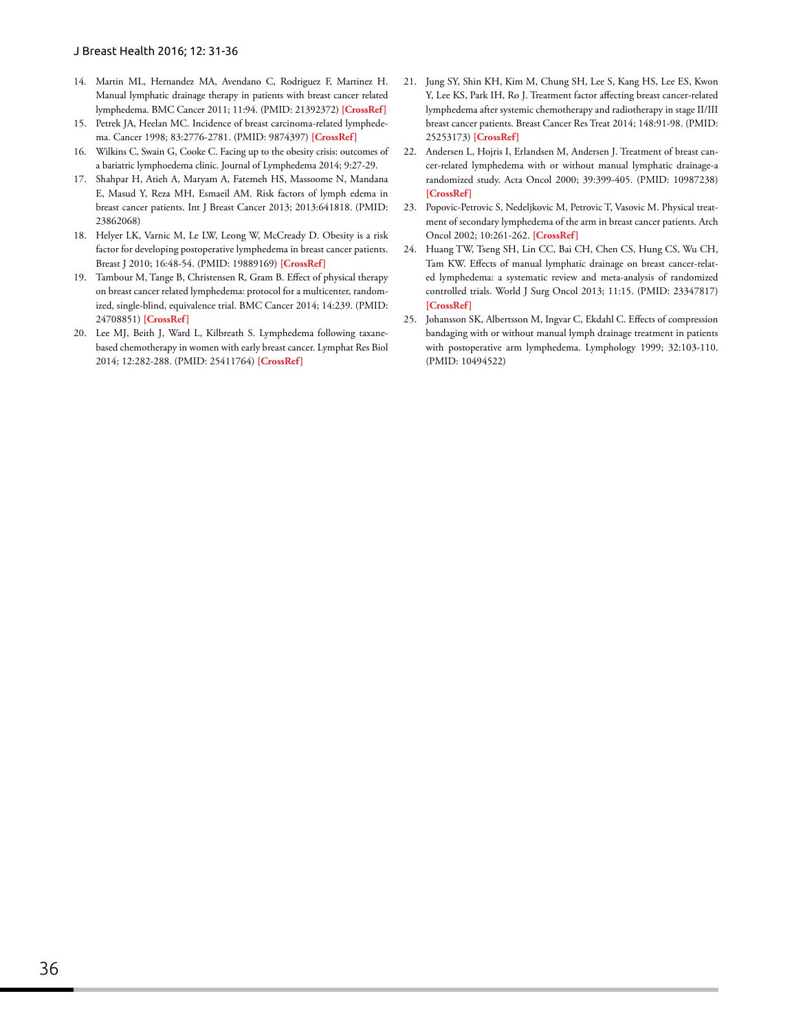14. Martin ML, Hernandez MA, Avendano C, Rodriguez F, Martinez H. Manual lymphatic drainage therapy in patients with breast cancer related lymphedema. BMC Cancer 2011; 11:94. (PMID: 21392372) [CrossRef]
15. Petrek JA, Heelan MC. Incidence of breast carcinoma-related lymphedema. Cancer 1998; 83:2776-2781. (PMID: 9874397) [CrossRef]
16. Wilkins C, Swain G, Cooke C. Facing up to the obesity crisis: outcomes of a bariatric lymphoedema clinic. Journal of Lymphedema 2014; 9:27-29.
17. Shahpar H, Atieh A, Maryam A, Fatemeh HS, Massoome N, Mandana E, Masud Y, Reza MH, Esmaeil AM. Risk factors of lymph edema in breast cancer patients. Int J Breast Cancer 2013; 2013:641818. (PMID: 23862068)
18. Helyer LK, Varnic M, Le LW, Leong W, McCready D. Obesity is a risk factor for developing postoperative lymphedema in breast cancer patients. Breast J 2010; 16:48-54. (PMID: 19889169) [CrossRef]
19. Tambour M, Tange B, Christensen R, Gram B. Effect of physical therapy on breast cancer related lymphedema: protocol for a multicenter, randomized, single-blind, equivalence trial. BMC Cancer 2014; 14:239. (PMID: 24708851) [CrossRef]
20. Lee MJ, Beith J, Ward L, Kilbreath S. Lymphedema following taxane-based chemotherapy in women with early breast cancer. Lymphat Res Biol 2014; 12:282-288. (PMID: 25411764) [CrossRef]
21. Jung SY, Shin KH, Kim M, Chung SH, Lee S, Kang HS, Lee ES, Kwon Y, Lee KS, Park IH, Ro J. Treatment factor affecting breast cancer-related lymphedema after systemic chemotherapy and radiotherapy in stage II/III breast cancer patients. Breast Cancer Res Treat 2014; 148:91-98. (PMID: 25253173) [CrossRef]
22. Andersen L, Hojris I, Erlandsen M, Andersen J. Treatment of breast cancer-related lymphedema with or without manual lymphatic drainage-a randomized study. Acta Oncol 2000; 39:399-405. (PMID: 10987238) [CrossRef]
23. Popovic-Petrovic S, Nedeljkovic M, Petrovic T, Vasovic M. Physical treatment of secondary lymphedema of the arm in breast cancer patients. Arch Oncol 2002; 10:261-262. [CrossRef]
24. Huang TW, Tseng SH, Lin CC, Bai CH, Chen CS, Hung CS, Wu CH, Tam KW. Effects of manual lymphatic drainage on breast cancer-related lymphedema: a systematic review and meta-analysis of randomized controlled trials. World J Surg Oncol 2013; 11:15. (PMID: 23347817) [CrossRef]
25. Johansson SK, Albertsson M, Ingvar C, Ekdahl C. Effects of compression bandaging with or without manual lymph drainage treatment in patients with postoperative arm lymphedema. Lymphology 1999; 32:103-110. (PMID: 10494522)